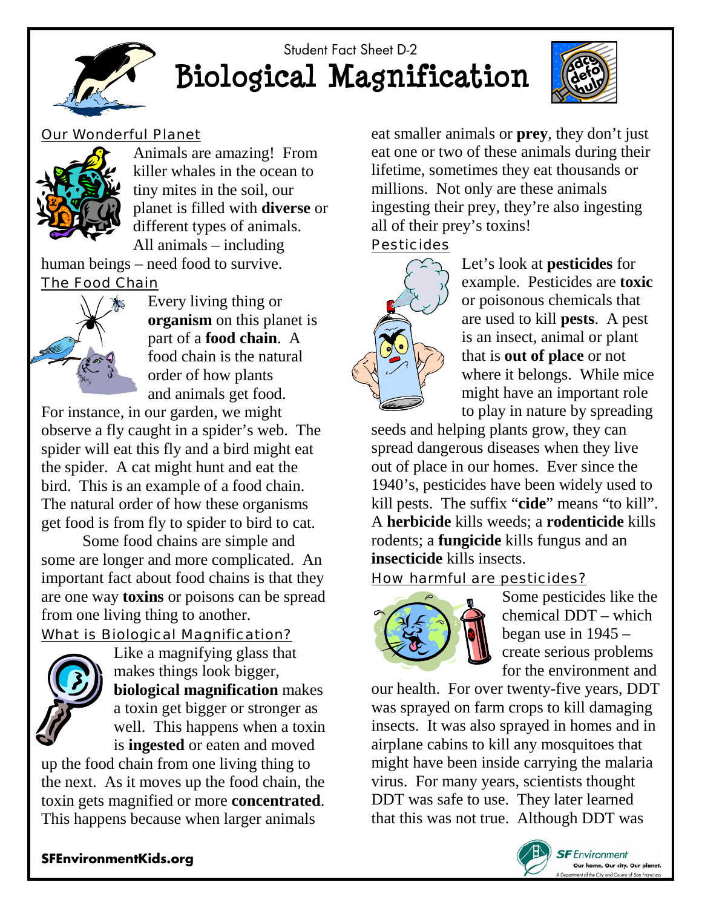Student Fact Sheet D-2

# Biological Magnification

## Our Wonderful Planet

Animals are amazing! From killer whales in the ocean to tiny mites in the soil, our planet is filled with **diverse** or different types of animals. All animals – including human beings – need food to survive.

## The Food Chain

Every living thing or **organism** on this planet is part of a **food chain**. A food chain is the natural order of how plants and animals get food. For instance, in our garden, we might observe a fly caught in a spider's web. The spider will eat this fly and a bird might eat the spider. A cat might hunt and eat the bird. This is an example of a food chain. The natural order of how these organisms get food is from fly to spider to bird to cat.

Some food chains are simple and some are longer and more complicated. An important fact about food chains is that they are one way **toxins** or poisons can be spread from one living thing to another.

## What is Biological Magnification?

Like a magnifying glass that makes things look bigger, **biological magnification** makes a toxin get bigger or stronger as well. This happens when a toxin is **ingested** or eaten and moved up the food chain from one living thing to the next. As it moves up the food chain, the toxin gets magnified or more **concentrated**. This happens because when larger animals eat smaller animals or **prey**, they don't just eat one or two of these animals during their lifetime, sometimes they eat thousands or millions. Not only are these animals ingesting their prey, they're also ingesting all of their prey's toxins!

## Pesticides

Let's look at **pesticides** for example. Pesticides are **toxic** or poisonous chemicals that are used to kill **pests**. A pest is an insect, animal or plant that is **out of place** or not where it belongs. While mice might have an important role to play in nature by spreading seeds and helping plants grow, they can spread dangerous diseases when they live out of place in our homes. Ever since the 1940's, pesticides have been widely used to kill pests. The suffix "**cide**" means "to kill". A **herbicide** kills weeds; a **rodenticide** kills rodents; a **fungicide** kills fungus and an **insecticide** kills insects.

## How harmful are pesticides?

Some pesticides like the chemical DDT – which began use in 1945 – create serious problems for the environment and our health. For over twenty-five years, DDT was sprayed on farm crops to kill damaging insects. It was also sprayed in homes and in airplane cabins to kill any mosquitoes that might have been inside carrying the malaria virus. For many years, scientists thought DDT was safe to use. They later learned that this was not true. Although DDT was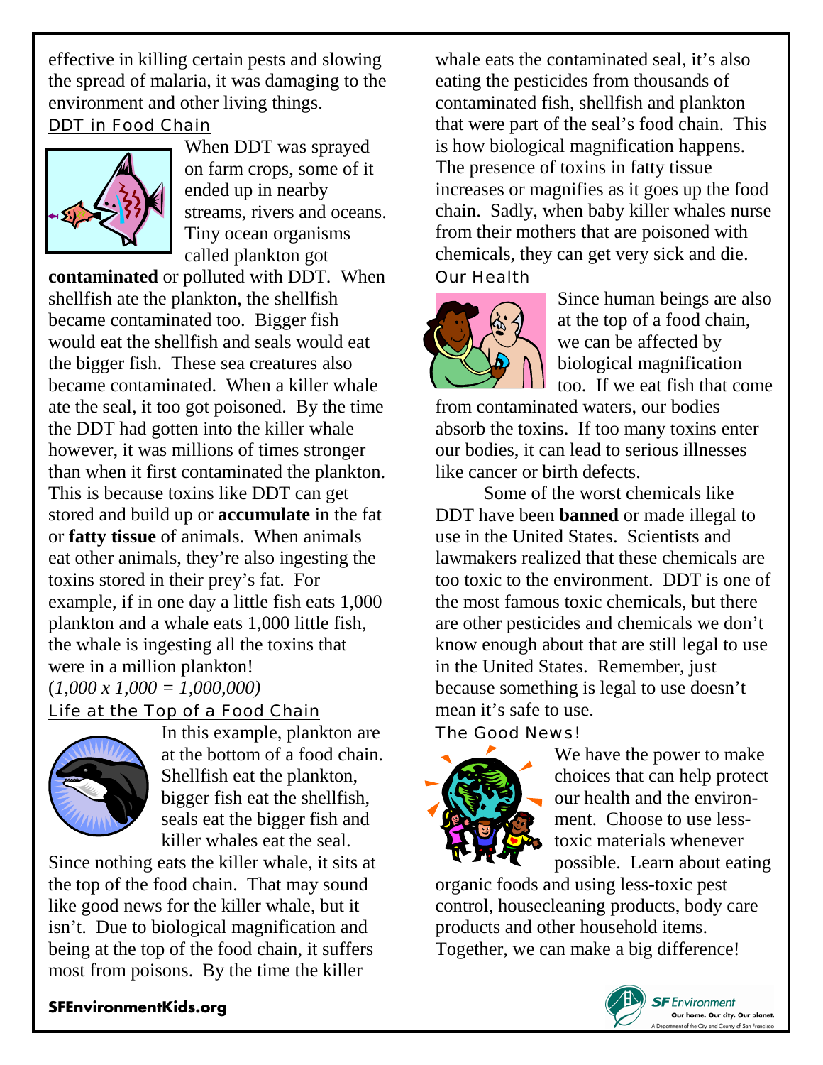effective in killing certain pests and slowing the spread of malaria, it was damaging to the environment and other living things.

## DDT in Food Chain

When DDT was sprayed on farm crops, some of it ended up in nearby streams, rivers and oceans. Tiny ocean organisms called plankton got **contaminated** or polluted with DDT. When shellfish ate the plankton, the shellfish became contaminated too. Bigger fish would eat the shellfish and seals would eat the bigger fish. These sea creatures also became contaminated. When a killer whale ate the seal, it too got poisoned. By the time the DDT had gotten into the killer whale however, it was millions of times stronger than when it first contaminated the plankton. This is because toxins like DDT can get stored and build up or **accumulate** in the fat or **fatty tissue** of animals. When animals eat other animals, they're also ingesting the toxins stored in their prey's fat. For example, if in one day a little fish eats 1,000 plankton and a whale eats 1,000 little fish, the whale is ingesting all the toxins that were in a million plankton! (*1,000 x 1,000 = 1,000,000)*

## Life at the Top of a Food Chain

In this example, plankton are at the bottom of a food chain. Shellfish eat the plankton, bigger fish eat the shellfish, seals eat the bigger fish and killer whales eat the seal.

Since nothing eats the killer whale, it sits at the top of the food chain. That may sound like good news for the killer whale, but it isn't. Due to biological magnification and being at the top of the food chain, it suffers most from poisons. By the time the killer whale eats the contaminated seal, it's also eating the pesticides from thousands of contaminated fish, shellfish and plankton that were part of the seal's food chain. This is how biological magnification happens. The presence of toxins in fatty tissue increases or magnifies as it goes up the food chain. Sadly, when baby killer whales nurse from their mothers that are poisoned with chemicals, they can get very sick and die.

## Our Health

Since human beings are also at the top of a food chain, we can be affected by biological magnification too. If we eat fish that come from contaminated waters, our bodies absorb the toxins. If too many toxins enter our bodies, it can lead to serious illnesses like cancer or birth defects.

Some of the worst chemicals like DDT have been **banned** or made illegal to use in the United States. Scientists and lawmakers realized that these chemicals are too toxic to the environment. DDT is one of the most famous toxic chemicals, but there are other pesticides and chemicals we don't know enough about that are still legal to use in the United States. Remember, just because something is legal to use doesn't mean it's safe to use.

## The Good News!

We have the power to make choices that can help protect our health and the environment. Choose to use less-toxic materials whenever possible. Learn about eating organic foods and using less-toxic pest control, housecleaning products, body care products and other household items. Together, we can make a big difference!

SFEnvironmentKids.org

SF Environment
Our home. Our city. Our planet.
A Department of the City and County of San Francisco